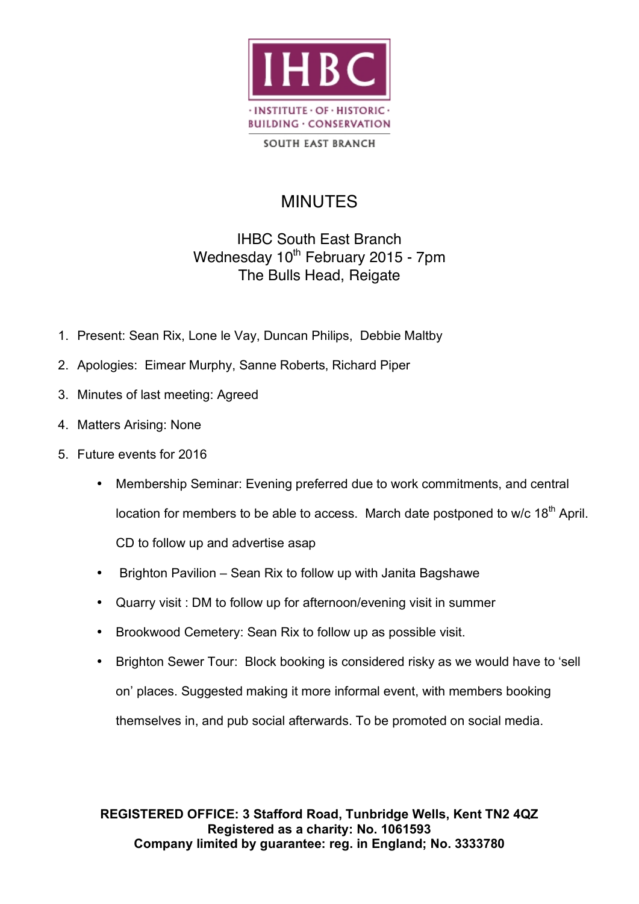IHBC

· INSTITUTE · OF · HISTORIC · BUILDING · CONSERVATION

SOUTH EAST BRANCH

# MINUTES

IHBC South East Branch
Wednesday 10th February 2015 - 7pm
The Bulls Head, Reigate

1. Present: Sean Rix, Lone le Vay, Duncan Philips, Debbie Maltby
2. Apologies: Eimear Murphy, Sanne Roberts, Richard Piper
3. Minutes of last meeting: Agreed
4. Matters Arising: None
5. Future events for 2016
   - Membership Seminar: Evening preferred due to work commitments, and central location for members to be able to access. March date postponed to w/c 18th April. CD to follow up and advertise asap
   - Brighton Pavilion – Sean Rix to follow up with Janita Bagshawe
   - Quarry visit : DM to follow up for afternoon/evening visit in summer
   - Brookwood Cemetery: Sean Rix to follow up as possible visit.
   - Brighton Sewer Tour: Block booking is considered risky as we would have to 'sell on' places. Suggested making it more informal event, with members booking themselves in, and pub social afterwards. To be promoted on social media.

**REGISTERED OFFICE: 3 Stafford Road, Tunbridge Wells, Kent TN2 4QZ**
**Registered as a charity: No. 1061593**
**Company limited by guarantee: reg. in England; No. 3333780**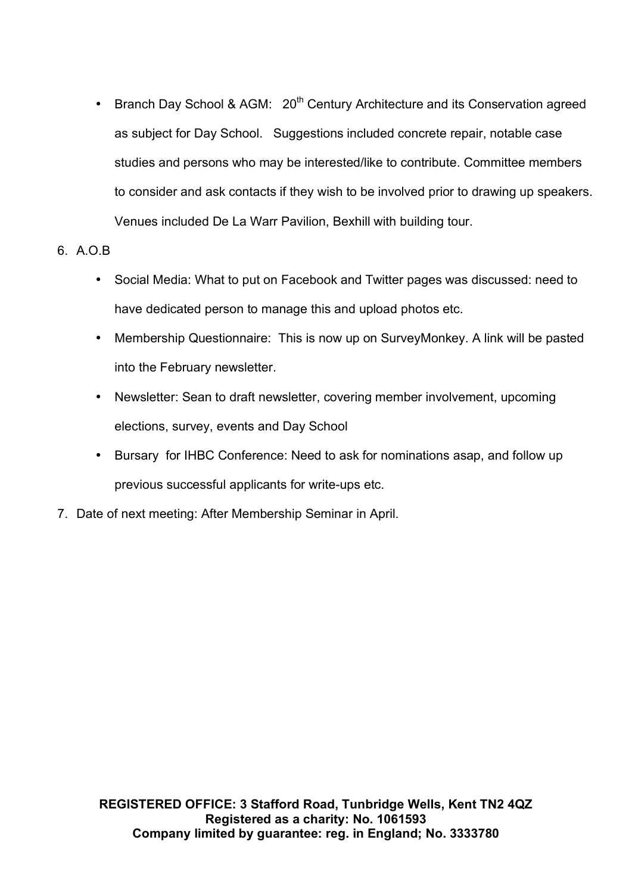- Branch Day School & AGM: 20th Century Architecture and its Conservation agreed as subject for Day School. Suggestions included concrete repair, notable case studies and persons who may be interested/like to contribute. Committee members to consider and ask contacts if they wish to be involved prior to drawing up speakers. Venues included De La Warr Pavilion, Bexhill with building tour.

6. A.O.B

   - Social Media: What to put on Facebook and Twitter pages was discussed: need to have dedicated person to manage this and upload photos etc.
   - Membership Questionnaire: This is now up on SurveyMonkey. A link will be pasted into the February newsletter.
   - Newsletter: Sean to draft newsletter, covering member involvement, upcoming elections, survey, events and Day School
   - Bursary for IHBC Conference: Need to ask for nominations asap, and follow up previous successful applicants for write-ups etc.

7. Date of next meeting: After Membership Seminar in April.

**REGISTERED OFFICE: 3 Stafford Road, Tunbridge Wells, Kent TN2 4QZ**
**Registered as a charity: No. 1061593**
**Company limited by guarantee: reg. in England; No. 3333780**